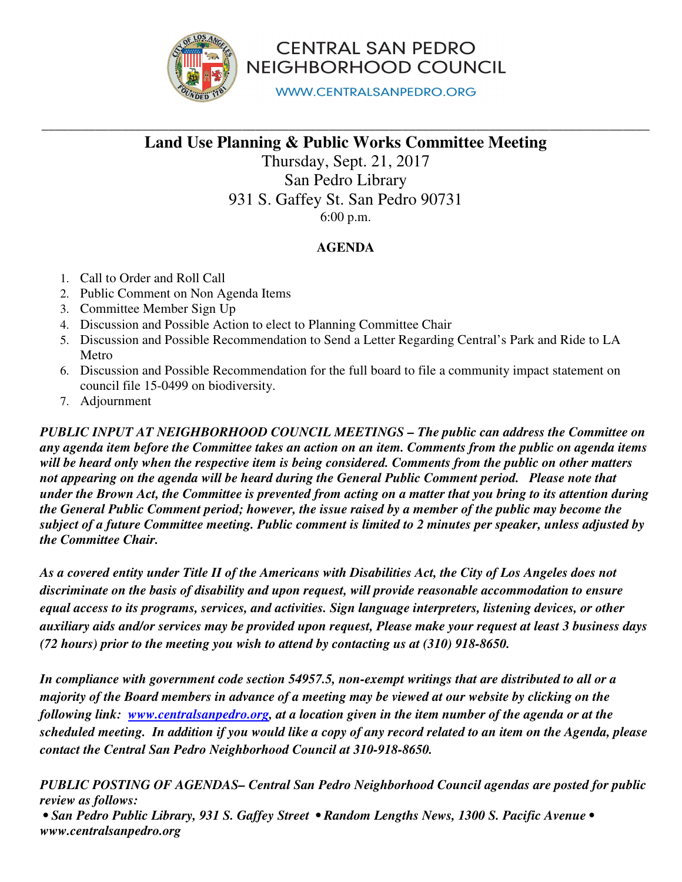# CENTRAL SAN PEDRO NEIGHBORHOOD COUNCIL

WWW.CENTRALSANPEDRO.ORG

## Land Use Planning & Public Works Committee Meeting

Thursday, Sept. 21, 2017
San Pedro Library
931 S. Gaffey St. San Pedro 90731
6:00 p.m.

### AGENDA

1. Call to Order and Roll Call
2. Public Comment on Non Agenda Items
3. Committee Member Sign Up
4. Discussion and Possible Action to elect to Planning Committee Chair
5. Discussion and Possible Recommendation to Send a Letter Regarding Central's Park and Ride to LA Metro
6. Discussion and Possible Recommendation for the full board to file a community impact statement on council file 15-0499 on biodiversity.
7. Adjournment

***PUBLIC INPUT AT NEIGHBORHOOD COUNCIL MEETINGS – The public can address the Committee on any agenda item before the Committee takes an action on an item. Comments from the public on agenda items will be heard only when the respective item is being considered. Comments from the public on other matters not appearing on the agenda will be heard during the General Public Comment period. Please note that under the Brown Act, the Committee is prevented from acting on a matter that you bring to its attention during the General Public Comment period; however, the issue raised by a member of the public may become the subject of a future Committee meeting. Public comment is limited to 2 minutes per speaker, unless adjusted by the Committee Chair.***

***As a covered entity under Title II of the Americans with Disabilities Act, the City of Los Angeles does not discriminate on the basis of disability and upon request, will provide reasonable accommodation to ensure equal access to its programs, services, and activities. Sign language interpreters, listening devices, or other auxiliary aids and/or services may be provided upon request, Please make your request at least 3 business days (72 hours) prior to the meeting you wish to attend by contacting us at (310) 918-8650.***

***In compliance with government code section 54957.5, non-exempt writings that are distributed to all or a majority of the Board members in advance of a meeting may be viewed at our website by clicking on the following link: www.centralsanpedro.org, at a location given in the item number of the agenda or at the scheduled meeting. In addition if you would like a copy of any record related to an item on the Agenda, please contact the Central San Pedro Neighborhood Council at 310-918-8650.***

***PUBLIC POSTING OF AGENDAS– Central San Pedro Neighborhood Council agendas are posted for public review as follows:***
***• San Pedro Public Library, 931 S. Gaffey Street • Random Lengths News, 1300 S. Pacific Avenue • www.centralsanpedro.org***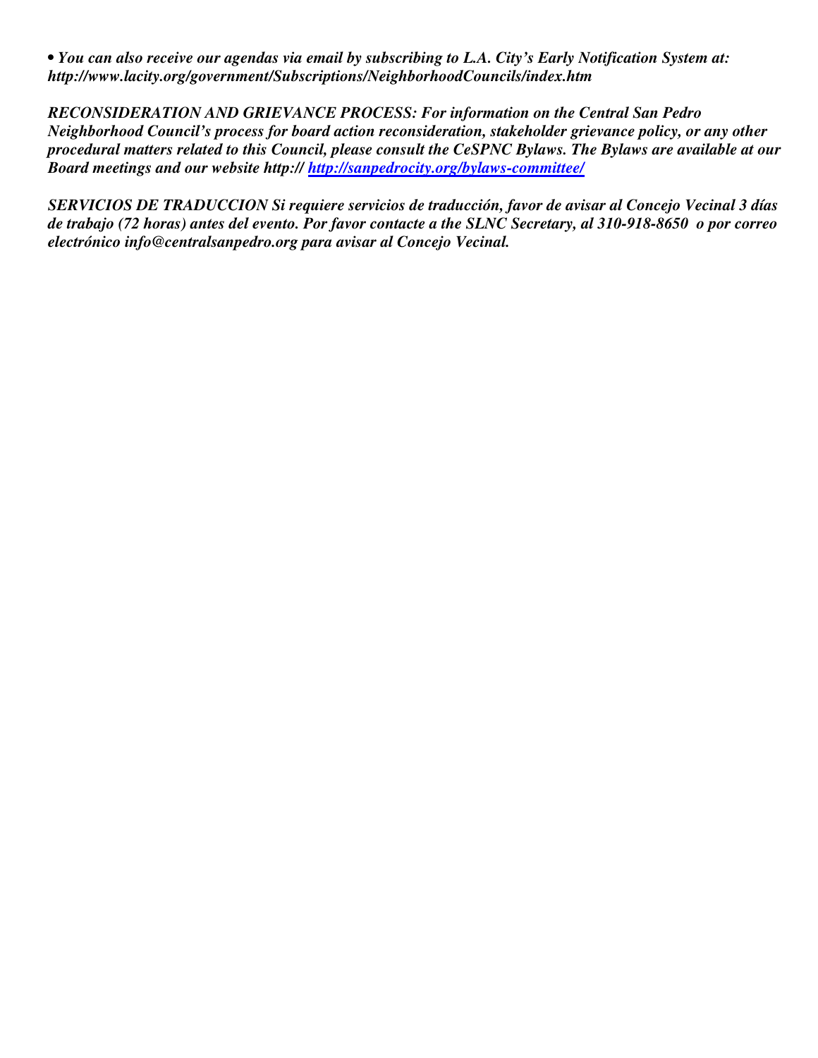***• You can also receive our agendas via email by subscribing to L.A. City's Early Notification System at: http://www.lacity.org/government/Subscriptions/NeighborhoodCouncils/index.htm***

***RECONSIDERATION AND GRIEVANCE PROCESS: For information on the Central San Pedro Neighborhood Council's process for board action reconsideration, stakeholder grievance policy, or any other procedural matters related to this Council, please consult the CeSPNC Bylaws. The Bylaws are available at our Board meetings and our website http:// [http://sanpedrocity.org/bylaws-committee/](http://sanpedrocity.org/bylaws-committee/)***

***SERVICIOS DE TRADUCCION Si requiere servicios de traducción, favor de avisar al Concejo Vecinal 3 días de trabajo (72 horas) antes del evento. Por favor contacte a the SLNC Secretary, al 310-918-8650 o por correo electrónico info@centralsanpedro.org para avisar al Concejo Vecinal.***